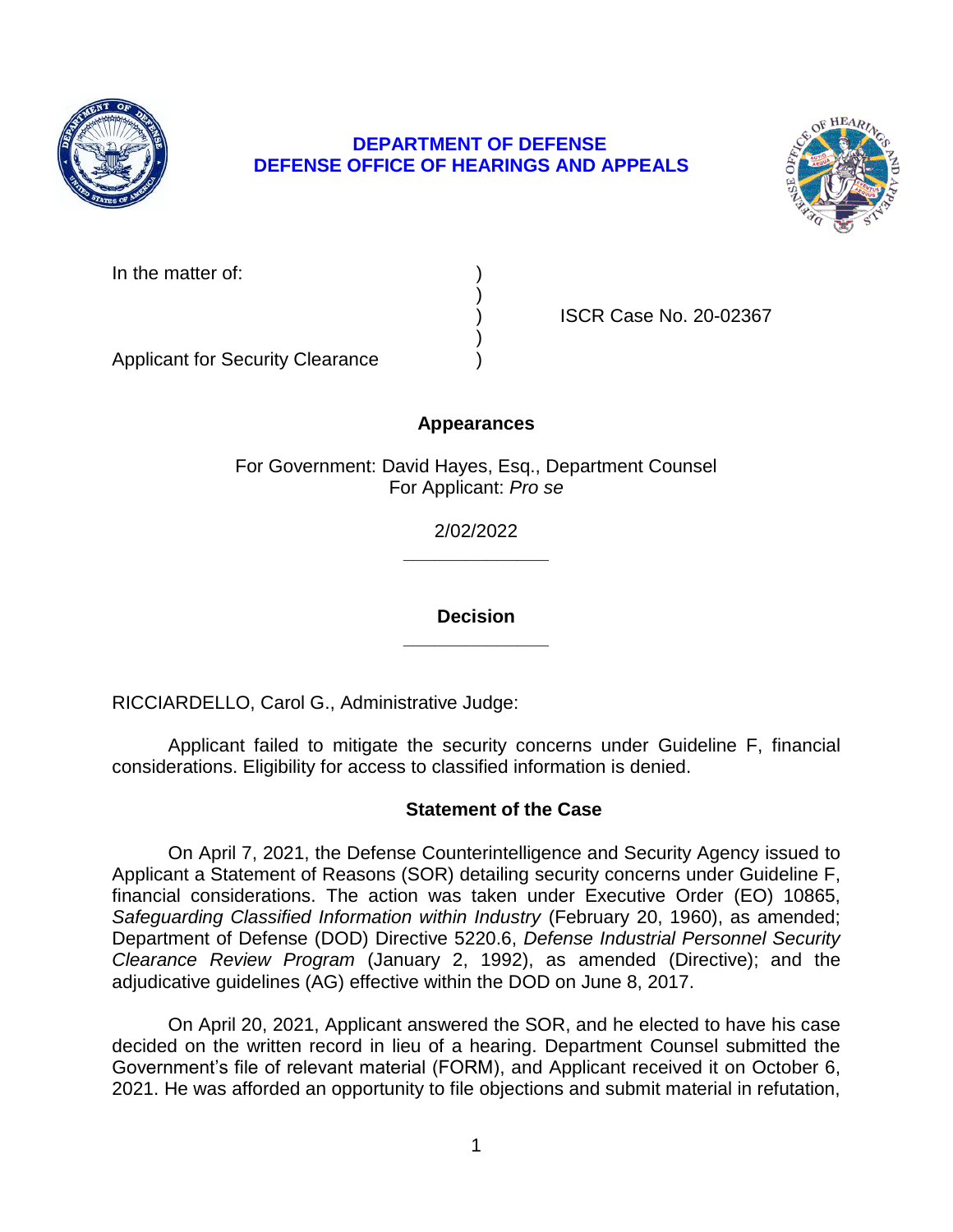**DEPARTMENT OF DEFENSE**
**DEFENSE OFFICE OF HEARINGS AND APPEALS**

In the matter of: )
)
) ISCR Case No. 20-02367
)
Applicant for Security Clearance )

## Appearances

For Government: David Hayes, Esq., Department Counsel
For Applicant: *Pro se*

2/02/2022

______________

## Decision

______________

RICCIARDELLO, Carol G., Administrative Judge:

Applicant failed to mitigate the security concerns under Guideline F, financial considerations. Eligibility for access to classified information is denied.

## Statement of the Case

On April 7, 2021, the Defense Counterintelligence and Security Agency issued to Applicant a Statement of Reasons (SOR) detailing security concerns under Guideline F, financial considerations. The action was taken under Executive Order (EO) 10865, *Safeguarding Classified Information within Industry* (February 20, 1960), as amended; Department of Defense (DOD) Directive 5220.6, *Defense Industrial Personnel Security Clearance Review Program* (January 2, 1992), as amended (Directive); and the adjudicative guidelines (AG) effective within the DOD on June 8, 2017.

On April 20, 2021, Applicant answered the SOR, and he elected to have his case decided on the written record in lieu of a hearing. Department Counsel submitted the Government's file of relevant material (FORM), and Applicant received it on October 6, 2021. He was afforded an opportunity to file objections and submit material in refutation,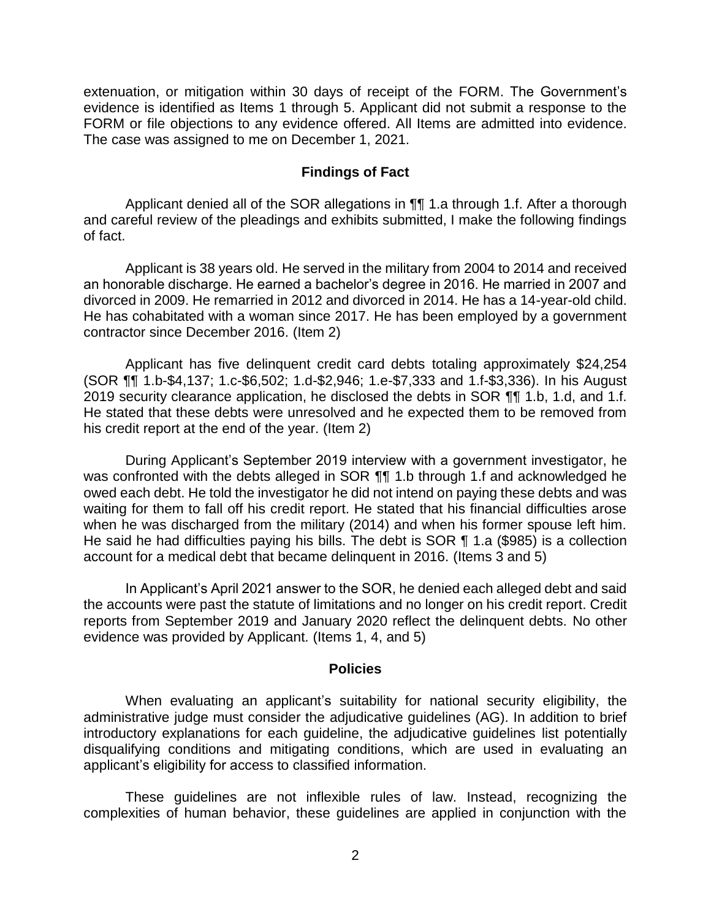extenuation, or mitigation within 30 days of receipt of the FORM. The Government's evidence is identified as Items 1 through 5. Applicant did not submit a response to the FORM or file objections to any evidence offered. All Items are admitted into evidence. The case was assigned to me on December 1, 2021.

## Findings of Fact

Applicant denied all of the SOR allegations in ¶¶ 1.a through 1.f. After a thorough and careful review of the pleadings and exhibits submitted, I make the following findings of fact.

Applicant is 38 years old. He served in the military from 2004 to 2014 and received an honorable discharge. He earned a bachelor's degree in 2016. He married in 2007 and divorced in 2009. He remarried in 2012 and divorced in 2014. He has a 14-year-old child. He has cohabitated with a woman since 2017. He has been employed by a government contractor since December 2016. (Item 2)

Applicant has five delinquent credit card debts totaling approximately $24,254 (SOR ¶¶ 1.b-$4,137; 1.c-$6,502; 1.d-$2,946; 1.e-$7,333 and 1.f-$3,336). In his August 2019 security clearance application, he disclosed the debts in SOR ¶¶ 1.b, 1.d, and 1.f. He stated that these debts were unresolved and he expected them to be removed from his credit report at the end of the year. (Item 2)

During Applicant's September 2019 interview with a government investigator, he was confronted with the debts alleged in SOR ¶¶ 1.b through 1.f and acknowledged he owed each debt. He told the investigator he did not intend on paying these debts and was waiting for them to fall off his credit report. He stated that his financial difficulties arose when he was discharged from the military (2014) and when his former spouse left him. He said he had difficulties paying his bills. The debt is SOR ¶ 1.a ($985) is a collection account for a medical debt that became delinquent in 2016. (Items 3 and 5)

In Applicant's April 2021 answer to the SOR, he denied each alleged debt and said the accounts were past the statute of limitations and no longer on his credit report. Credit reports from September 2019 and January 2020 reflect the delinquent debts. No other evidence was provided by Applicant. (Items 1, 4, and 5)

## Policies

When evaluating an applicant's suitability for national security eligibility, the administrative judge must consider the adjudicative guidelines (AG). In addition to brief introductory explanations for each guideline, the adjudicative guidelines list potentially disqualifying conditions and mitigating conditions, which are used in evaluating an applicant's eligibility for access to classified information.

These guidelines are not inflexible rules of law. Instead, recognizing the complexities of human behavior, these guidelines are applied in conjunction with the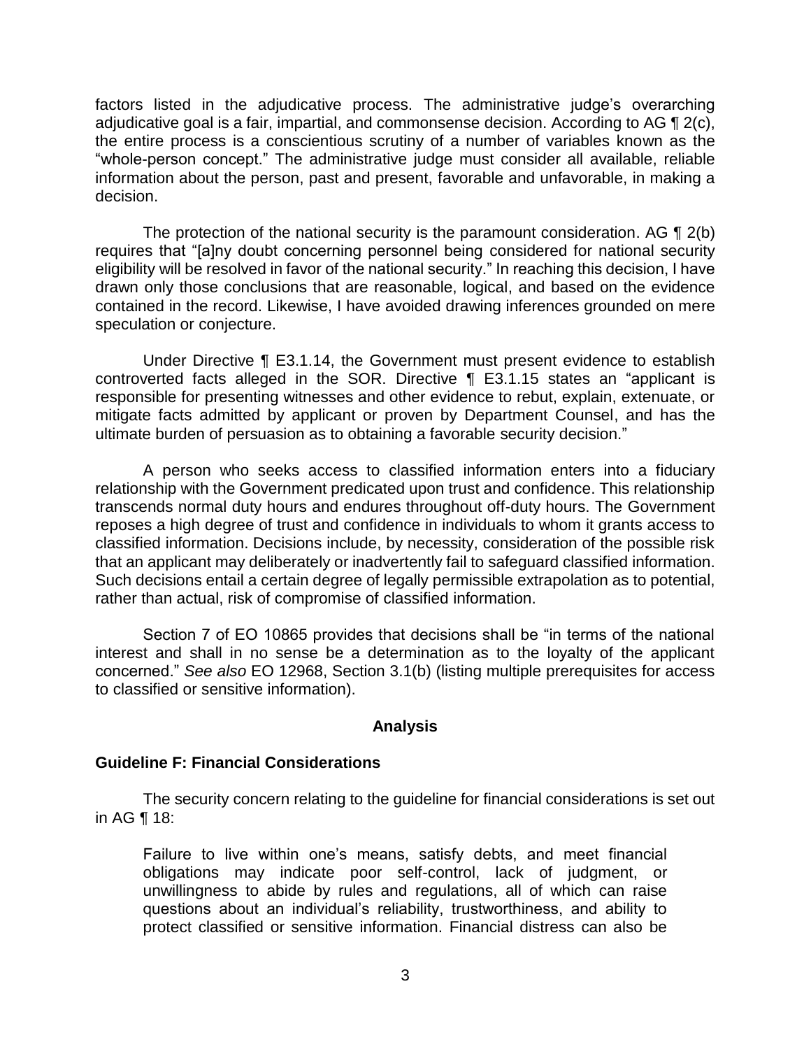factors listed in the adjudicative process. The administrative judge's overarching adjudicative goal is a fair, impartial, and commonsense decision. According to AG ¶ 2(c), the entire process is a conscientious scrutiny of a number of variables known as the "whole-person concept." The administrative judge must consider all available, reliable information about the person, past and present, favorable and unfavorable, in making a decision.

The protection of the national security is the paramount consideration. AG ¶ 2(b) requires that "[a]ny doubt concerning personnel being considered for national security eligibility will be resolved in favor of the national security." In reaching this decision, I have drawn only those conclusions that are reasonable, logical, and based on the evidence contained in the record. Likewise, I have avoided drawing inferences grounded on mere speculation or conjecture.

Under Directive ¶ E3.1.14, the Government must present evidence to establish controverted facts alleged in the SOR. Directive ¶ E3.1.15 states an "applicant is responsible for presenting witnesses and other evidence to rebut, explain, extenuate, or mitigate facts admitted by applicant or proven by Department Counsel, and has the ultimate burden of persuasion as to obtaining a favorable security decision."

A person who seeks access to classified information enters into a fiduciary relationship with the Government predicated upon trust and confidence. This relationship transcends normal duty hours and endures throughout off-duty hours. The Government reposes a high degree of trust and confidence in individuals to whom it grants access to classified information. Decisions include, by necessity, consideration of the possible risk that an applicant may deliberately or inadvertently fail to safeguard classified information. Such decisions entail a certain degree of legally permissible extrapolation as to potential, rather than actual, risk of compromise of classified information.

Section 7 of EO 10865 provides that decisions shall be "in terms of the national interest and shall in no sense be a determination as to the loyalty of the applicant concerned." *See also* EO 12968, Section 3.1(b) (listing multiple prerequisites for access to classified or sensitive information).

## Analysis

### Guideline F: Financial Considerations

The security concern relating to the guideline for financial considerations is set out in AG ¶ 18:

> Failure to live within one's means, satisfy debts, and meet financial obligations may indicate poor self-control, lack of judgment, or unwillingness to abide by rules and regulations, all of which can raise questions about an individual's reliability, trustworthiness, and ability to protect classified or sensitive information. Financial distress can also be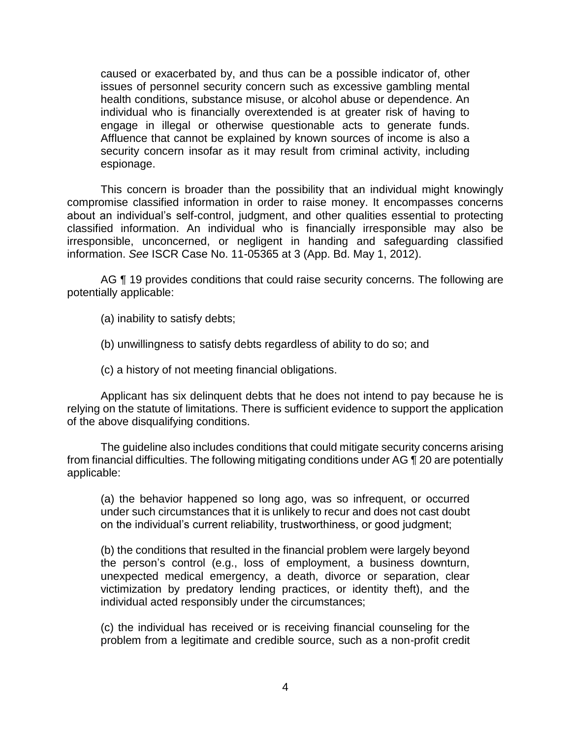caused or exacerbated by, and thus can be a possible indicator of, other issues of personnel security concern such as excessive gambling mental health conditions, substance misuse, or alcohol abuse or dependence. An individual who is financially overextended is at greater risk of having to engage in illegal or otherwise questionable acts to generate funds. Affluence that cannot be explained by known sources of income is also a security concern insofar as it may result from criminal activity, including espionage.

This concern is broader than the possibility that an individual might knowingly compromise classified information in order to raise money. It encompasses concerns about an individual's self-control, judgment, and other qualities essential to protecting classified information. An individual who is financially irresponsible may also be irresponsible, unconcerned, or negligent in handing and safeguarding classified information. *See* ISCR Case No. 11-05365 at 3 (App. Bd. May 1, 2012).

AG ¶ 19 provides conditions that could raise security concerns. The following are potentially applicable:

(a) inability to satisfy debts;

(b) unwillingness to satisfy debts regardless of ability to do so; and

(c) a history of not meeting financial obligations.

Applicant has six delinquent debts that he does not intend to pay because he is relying on the statute of limitations. There is sufficient evidence to support the application of the above disqualifying conditions.

The guideline also includes conditions that could mitigate security concerns arising from financial difficulties. The following mitigating conditions under AG ¶ 20 are potentially applicable:

(a) the behavior happened so long ago, was so infrequent, or occurred under such circumstances that it is unlikely to recur and does not cast doubt on the individual's current reliability, trustworthiness, or good judgment;

(b) the conditions that resulted in the financial problem were largely beyond the person's control (e.g., loss of employment, a business downturn, unexpected medical emergency, a death, divorce or separation, clear victimization by predatory lending practices, or identity theft), and the individual acted responsibly under the circumstances;

(c) the individual has received or is receiving financial counseling for the problem from a legitimate and credible source, such as a non-profit credit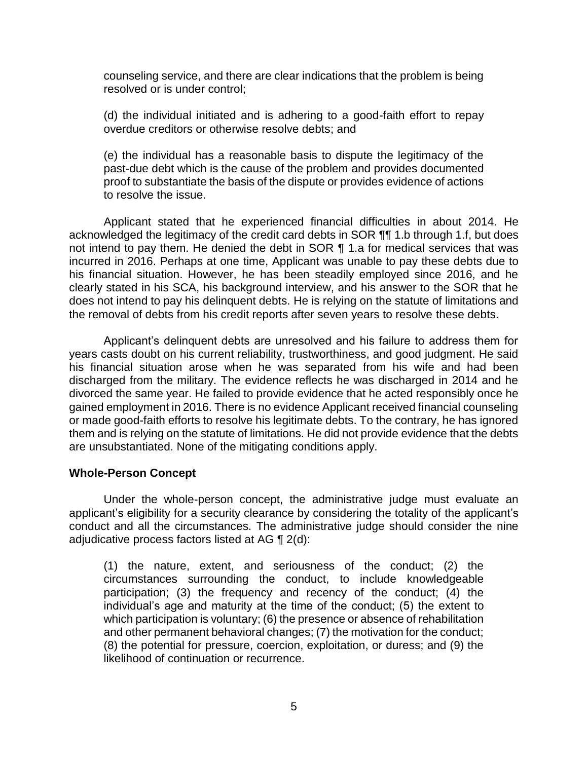counseling service, and there are clear indications that the problem is being resolved or is under control;

(d) the individual initiated and is adhering to a good-faith effort to repay overdue creditors or otherwise resolve debts; and

(e) the individual has a reasonable basis to dispute the legitimacy of the past-due debt which is the cause of the problem and provides documented proof to substantiate the basis of the dispute or provides evidence of actions to resolve the issue.

Applicant stated that he experienced financial difficulties in about 2014. He acknowledged the legitimacy of the credit card debts in SOR ¶¶ 1.b through 1.f, but does not intend to pay them. He denied the debt in SOR ¶ 1.a for medical services that was incurred in 2016. Perhaps at one time, Applicant was unable to pay these debts due to his financial situation. However, he has been steadily employed since 2016, and he clearly stated in his SCA, his background interview, and his answer to the SOR that he does not intend to pay his delinquent debts. He is relying on the statute of limitations and the removal of debts from his credit reports after seven years to resolve these debts.

Applicant's delinquent debts are unresolved and his failure to address them for years casts doubt on his current reliability, trustworthiness, and good judgment. He said his financial situation arose when he was separated from his wife and had been discharged from the military. The evidence reflects he was discharged in 2014 and he divorced the same year. He failed to provide evidence that he acted responsibly once he gained employment in 2016. There is no evidence Applicant received financial counseling or made good-faith efforts to resolve his legitimate debts. To the contrary, he has ignored them and is relying on the statute of limitations. He did not provide evidence that the debts are unsubstantiated. None of the mitigating conditions apply.

## Whole-Person Concept

Under the whole-person concept, the administrative judge must evaluate an applicant's eligibility for a security clearance by considering the totality of the applicant's conduct and all the circumstances. The administrative judge should consider the nine adjudicative process factors listed at AG ¶ 2(d):

(1) the nature, extent, and seriousness of the conduct; (2) the circumstances surrounding the conduct, to include knowledgeable participation; (3) the frequency and recency of the conduct; (4) the individual's age and maturity at the time of the conduct; (5) the extent to which participation is voluntary; (6) the presence or absence of rehabilitation and other permanent behavioral changes; (7) the motivation for the conduct; (8) the potential for pressure, coercion, exploitation, or duress; and (9) the likelihood of continuation or recurrence.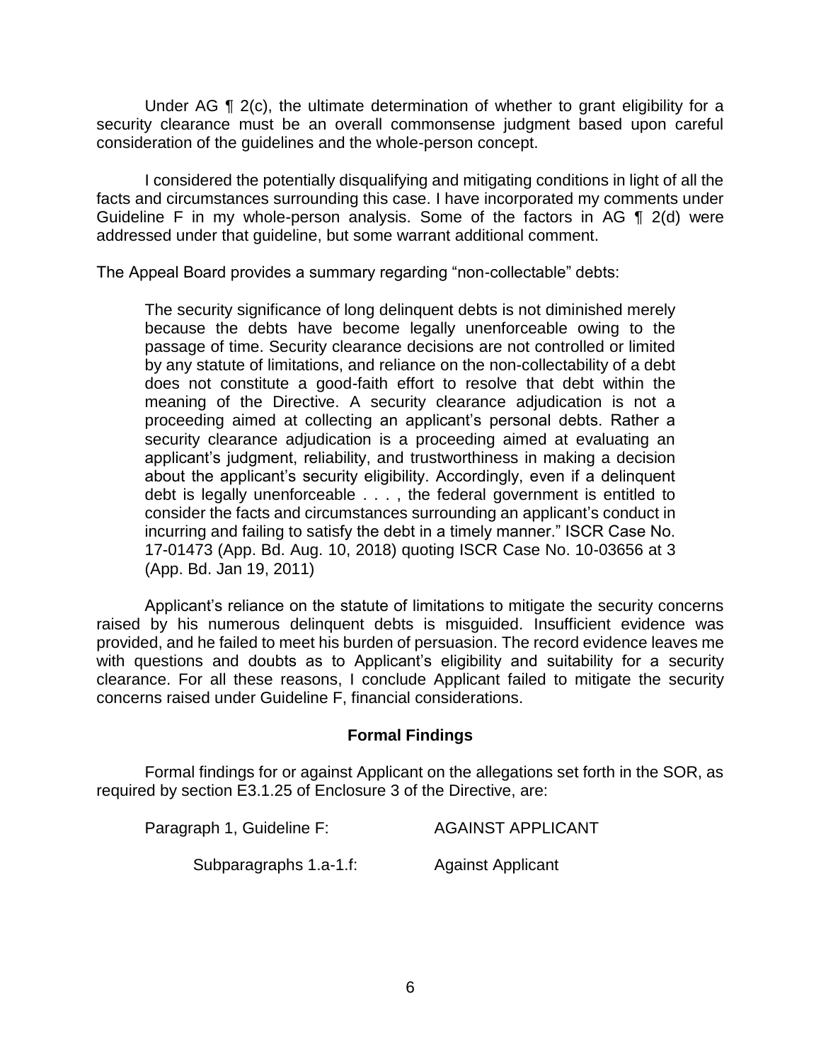Under AG ¶ 2(c), the ultimate determination of whether to grant eligibility for a security clearance must be an overall commonsense judgment based upon careful consideration of the guidelines and the whole-person concept.

I considered the potentially disqualifying and mitigating conditions in light of all the facts and circumstances surrounding this case. I have incorporated my comments under Guideline F in my whole-person analysis. Some of the factors in AG ¶ 2(d) were addressed under that guideline, but some warrant additional comment.

The Appeal Board provides a summary regarding "non-collectable" debts:

> The security significance of long delinquent debts is not diminished merely because the debts have become legally unenforceable owing to the passage of time. Security clearance decisions are not controlled or limited by any statute of limitations, and reliance on the non-collectability of a debt does not constitute a good-faith effort to resolve that debt within the meaning of the Directive. A security clearance adjudication is not a proceeding aimed at collecting an applicant's personal debts. Rather a security clearance adjudication is a proceeding aimed at evaluating an applicant's judgment, reliability, and trustworthiness in making a decision about the applicant's security eligibility. Accordingly, even if a delinquent debt is legally unenforceable . . . , the federal government is entitled to consider the facts and circumstances surrounding an applicant's conduct in incurring and failing to satisfy the debt in a timely manner." ISCR Case No. 17-01473 (App. Bd. Aug. 10, 2018) quoting ISCR Case No. 10-03656 at 3 (App. Bd. Jan 19, 2011)

Applicant's reliance on the statute of limitations to mitigate the security concerns raised by his numerous delinquent debts is misguided. Insufficient evidence was provided, and he failed to meet his burden of persuasion. The record evidence leaves me with questions and doubts as to Applicant's eligibility and suitability for a security clearance. For all these reasons, I conclude Applicant failed to mitigate the security concerns raised under Guideline F, financial considerations.

## Formal Findings

Formal findings for or against Applicant on the allegations set forth in the SOR, as required by section E3.1.25 of Enclosure 3 of the Directive, are:

| | |
|---|---|
| Paragraph 1, Guideline F: | AGAINST APPLICANT |
| Subparagraphs 1.a-1.f: | Against Applicant |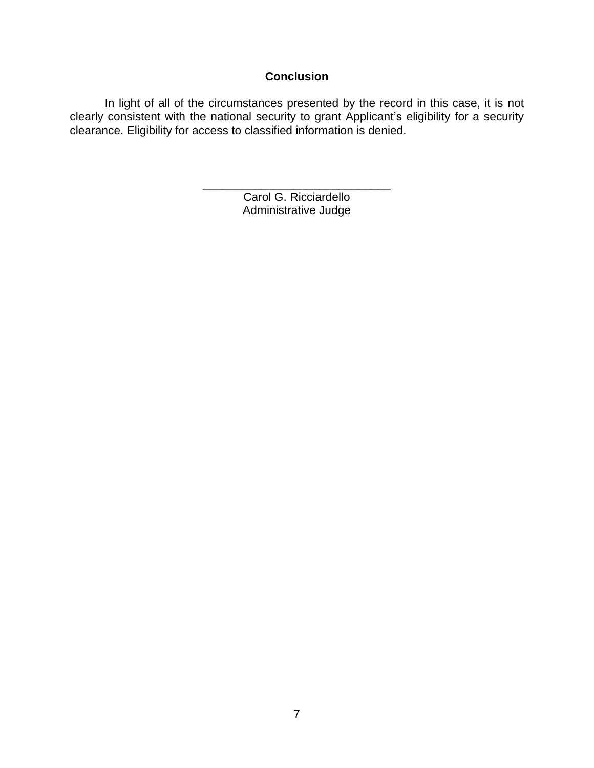## Conclusion

In light of all of the circumstances presented by the record in this case, it is not clearly consistent with the national security to grant Applicant's eligibility for a security clearance. Eligibility for access to classified information is denied.

\_\_\_\_\_\_\_\_\_\_\_\_\_\_\_\_\_\_\_\_\_\_\_\_\_\_\_\_\_\_

Carol G. Ricciardello
Administrative Judge